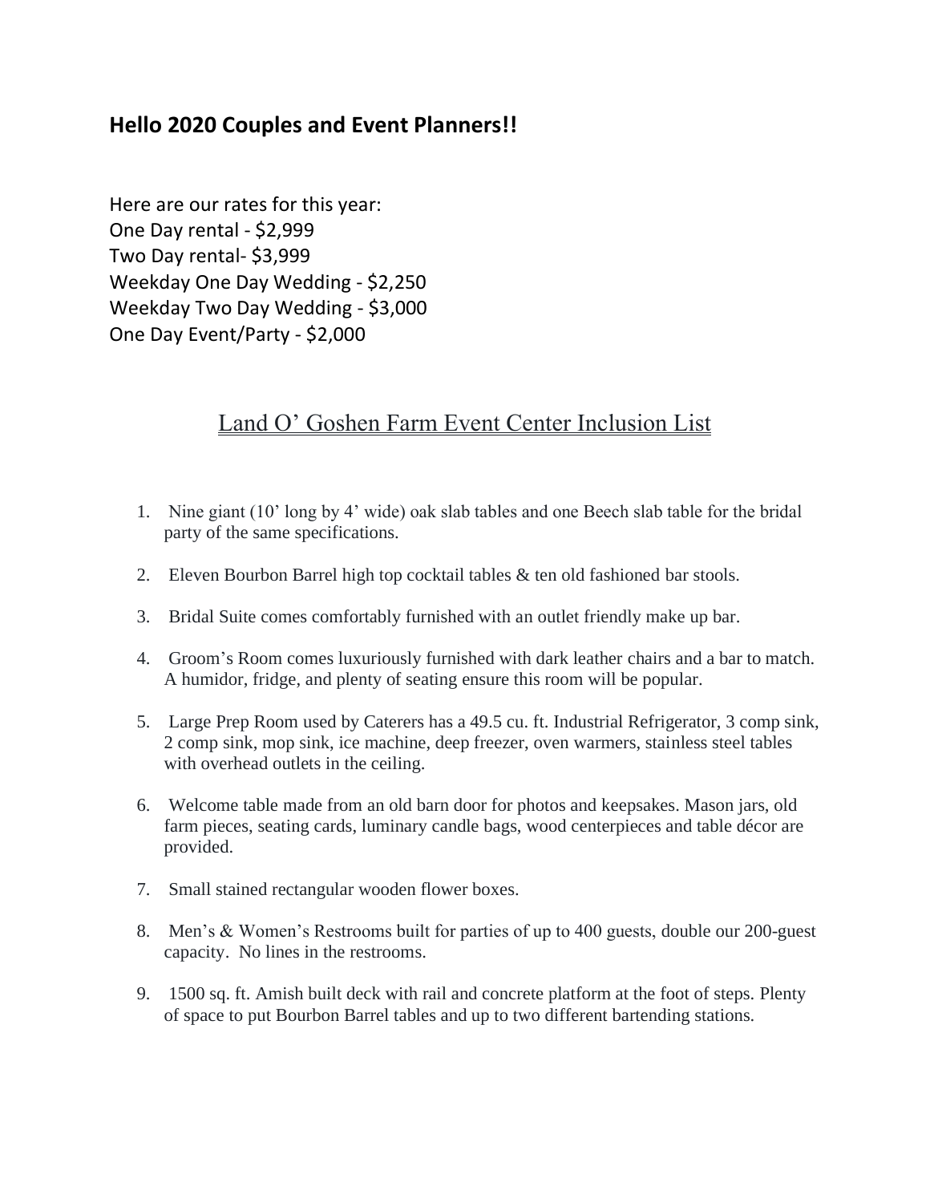## Hello 2020 Couples and Event Planners!!

Here are our rates for this year:
One Day rental - $2,999
Two Day rental- $3,999
Weekday One Day Wedding - $2,250
Weekday Two Day Wedding - $3,000
One Day Event/Party - $2,000

## Land O' Goshen Farm Event Center Inclusion List

1. Nine giant (10' long by 4' wide) oak slab tables and one Beech slab table for the bridal party of the same specifications.

2. Eleven Bourbon Barrel high top cocktail tables & ten old fashioned bar stools.

3. Bridal Suite comes comfortably furnished with an outlet friendly make up bar.

4. Groom's Room comes luxuriously furnished with dark leather chairs and a bar to match. A humidor, fridge, and plenty of seating ensure this room will be popular.

5. Large Prep Room used by Caterers has a 49.5 cu. ft. Industrial Refrigerator, 3 comp sink, 2 comp sink, mop sink, ice machine, deep freezer, oven warmers, stainless steel tables with overhead outlets in the ceiling.

6. Welcome table made from an old barn door for photos and keepsakes. Mason jars, old farm pieces, seating cards, luminary candle bags, wood centerpieces and table décor are provided.

7. Small stained rectangular wooden flower boxes.

8. Men's & Women's Restrooms built for parties of up to 400 guests, double our 200-guest capacity. No lines in the restrooms.

9. 1500 sq. ft. Amish built deck with rail and concrete platform at the foot of steps. Plenty of space to put Bourbon Barrel tables and up to two different bartending stations.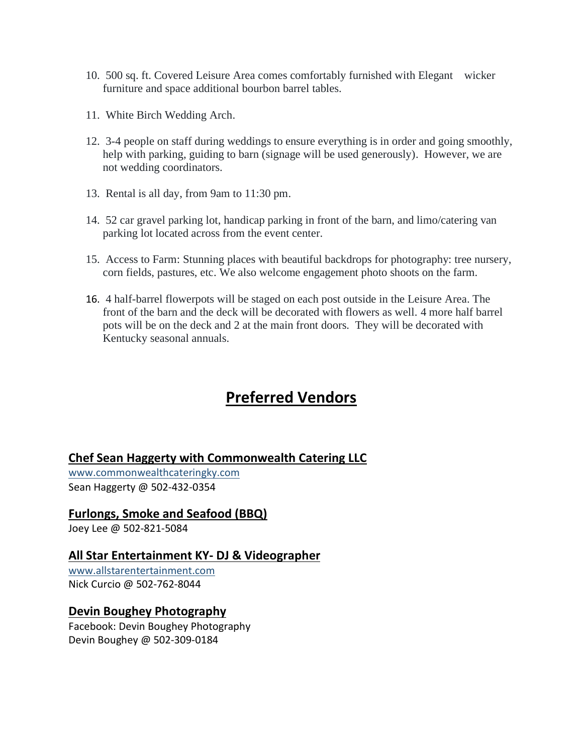10. 500 sq. ft. Covered Leisure Area comes comfortably furnished with Elegant wicker furniture and space additional bourbon barrel tables.

11. White Birch Wedding Arch.

12. 3-4 people on staff during weddings to ensure everything is in order and going smoothly, help with parking, guiding to barn (signage will be used generously). However, we are not wedding coordinators.

13. Rental is all day, from 9am to 11:30 pm.

14. 52 car gravel parking lot, handicap parking in front of the barn, and limo/catering van parking lot located across from the event center.

15. Access to Farm: Stunning places with beautiful backdrops for photography: tree nursery, corn fields, pastures, etc. We also welcome engagement photo shoots on the farm.

16. 4 half-barrel flowerpots will be staged on each post outside in the Leisure Area. The front of the barn and the deck will be decorated with flowers as well. 4 more half barrel pots will be on the deck and 2 at the main front doors. They will be decorated with Kentucky seasonal annuals.

# Preferred Vendors

## Chef Sean Haggerty with Commonwealth Catering LLC

www.commonwealthcateringky.com
Sean Haggerty @ 502-432-0354

## Furlongs, Smoke and Seafood (BBQ)

Joey Lee @ 502-821-5084

## All Star Entertainment KY- DJ & Videographer

www.allstarentertainment.com
Nick Curcio @ 502-762-8044

## Devin Boughey Photography

Facebook: Devin Boughey Photography
Devin Boughey @ 502-309-0184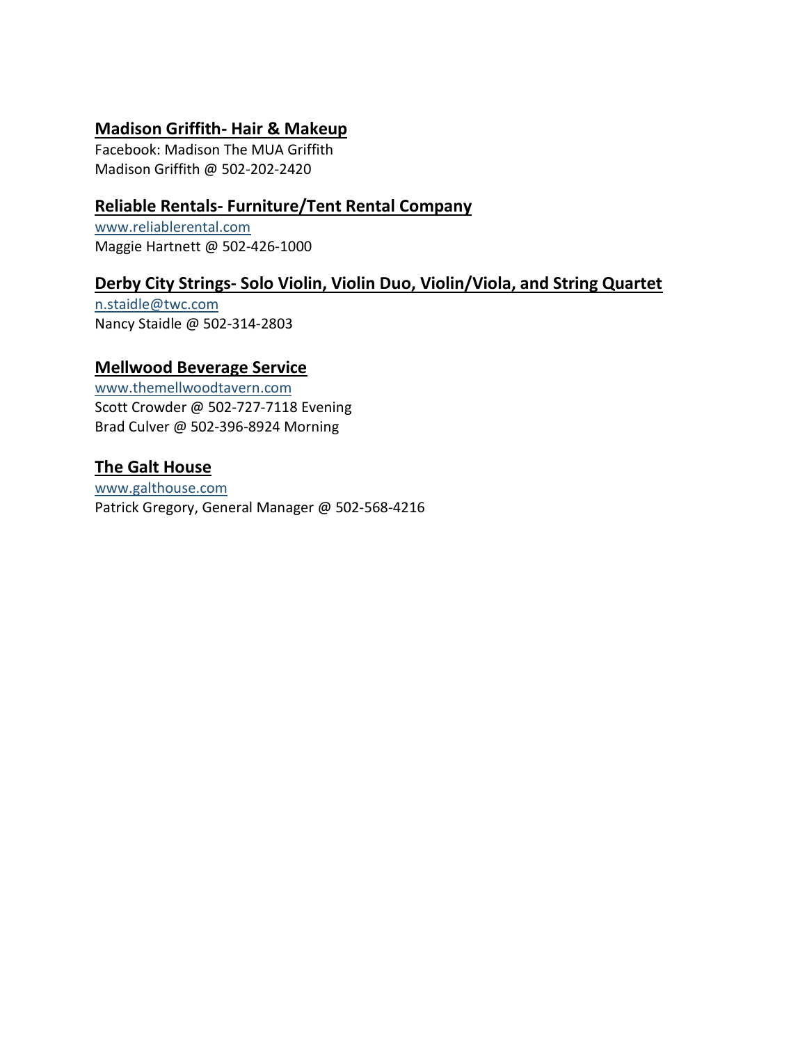**Madison Griffith- Hair & Makeup**

Facebook: Madison The MUA Griffith
Madison Griffith @ 502-202-2420

**Reliable Rentals- Furniture/Tent Rental Company**

www.reliablerental.com
Maggie Hartnett @ 502-426-1000

**Derby City Strings- Solo Violin, Violin Duo, Violin/Viola, and String Quartet**

n.staidle@twc.com
Nancy Staidle @ 502-314-2803

**Mellwood Beverage Service**

www.themellwoodtavern.com
Scott Crowder @ 502-727-7118 Evening
Brad Culver @ 502-396-8924 Morning

**The Galt House**

www.galthouse.com
Patrick Gregory, General Manager @ 502-568-4216